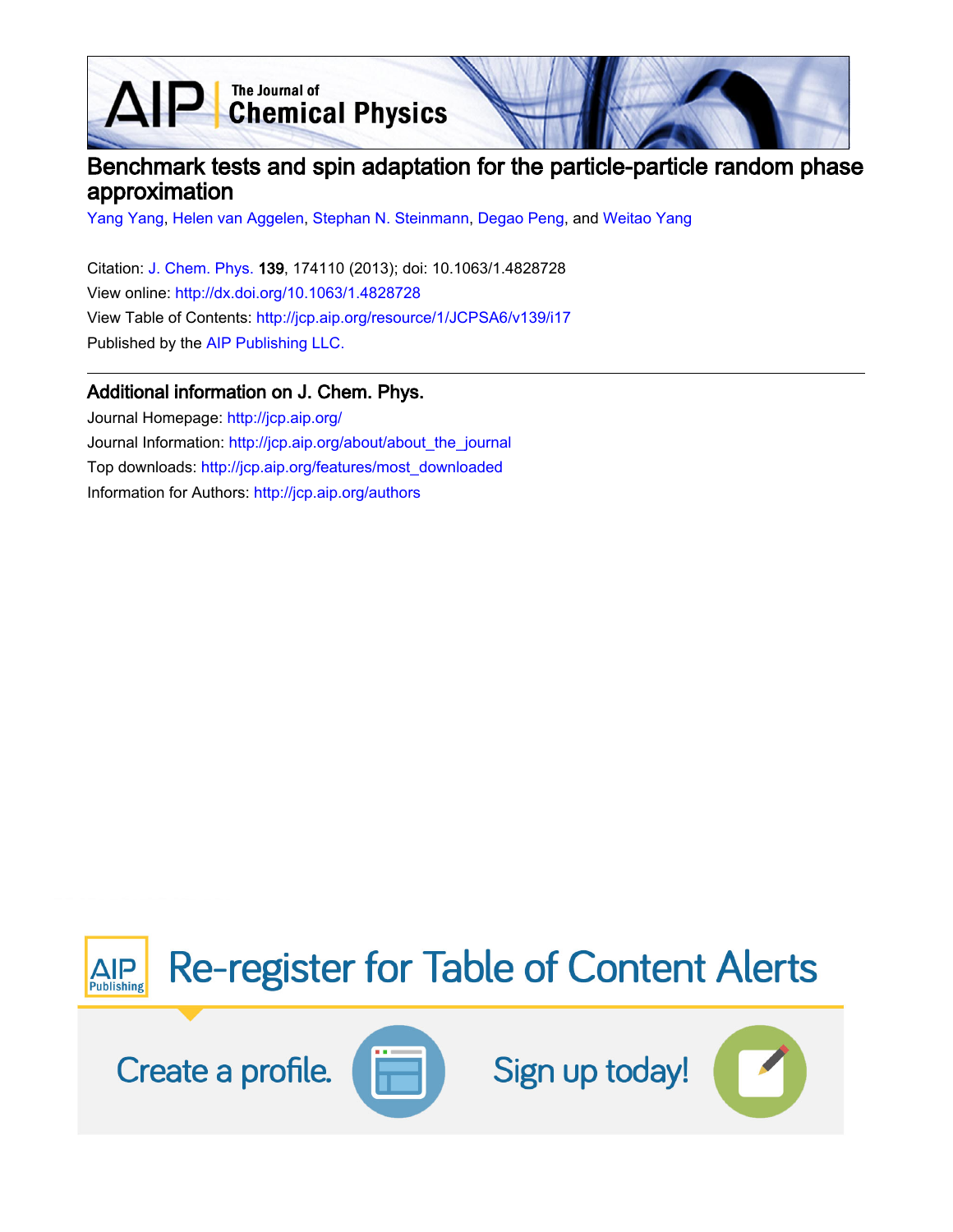# Benchmark tests and spin adaptation for the particle-particle random phase approximation

Yang Yang, Helen van Aggelen, Stephan N. Steinmann, Degao Peng, and Weitao Yang

Citation: J. Chem. Phys. **139**, 174110 (2013); doi: 10.1063/1.4828728

View online: http://dx.doi.org/10.1063/1.4828728

View Table of Contents: http://jcp.aip.org/resource/1/JCPSA6/v139/i17

Published by the AIP Publishing LLC.

## Additional information on J. Chem. Phys.

Journal Homepage: http://jcp.aip.org/

Journal Information: http://jcp.aip.org/about/about_the_journal

Top downloads: http://jcp.aip.org/features/most_downloaded

Information for Authors: http://jcp.aip.org/authors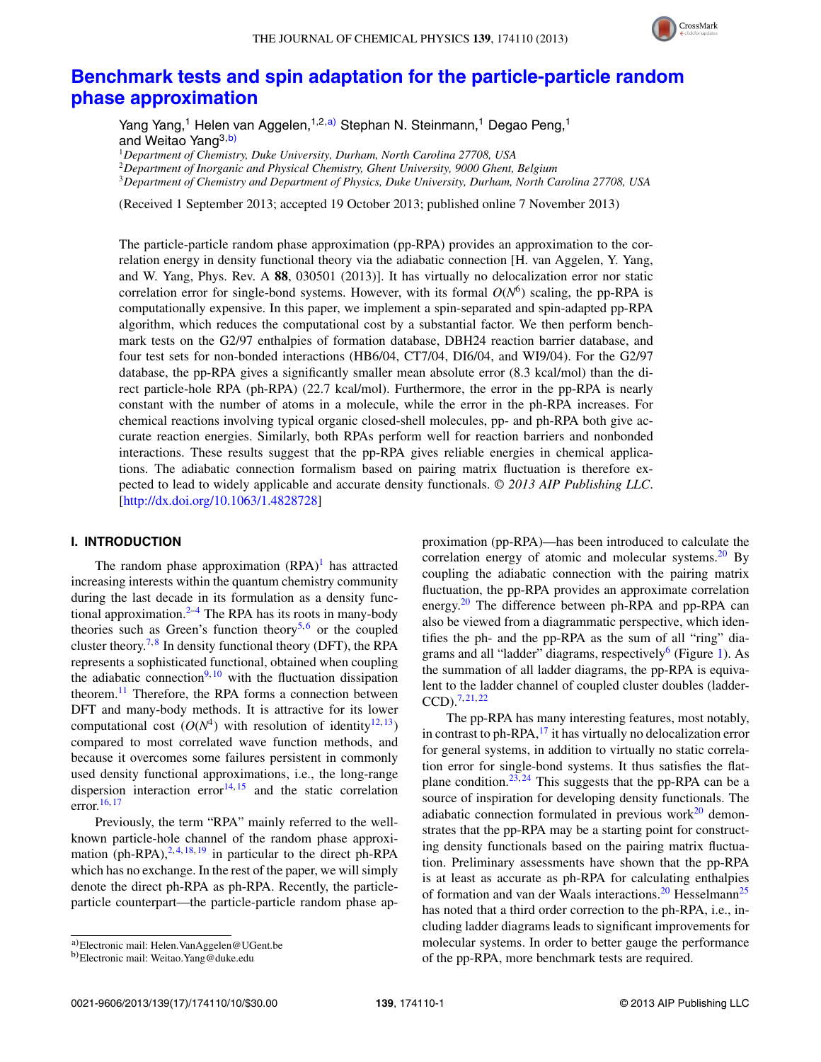# Benchmark tests and spin adaptation for the particle-particle random phase approximation

Yang Yang,[1] Helen van Aggelen,[1,2,a)] Stephan N. Steinmann,[1] Degao Peng,[1] and Weitao Yang[3,b)]

[1]*Department of Chemistry, Duke University, Durham, North Carolina 27708, USA*
[2]*Department of Inorganic and Physical Chemistry, Ghent University, 9000 Ghent, Belgium*
[3]*Department of Chemistry and Department of Physics, Duke University, Durham, North Carolina 27708, USA*

(Received 1 September 2013; accepted 19 October 2013; published online 7 November 2013)

The particle-particle random phase approximation (pp-RPA) provides an approximation to the correlation energy in density functional theory via the adiabatic connection [H. van Aggelen, Y. Yang, and W. Yang, Phys. Rev. A **88**, 030501 (2013)]. It has virtually no delocalization error nor static correlation error for single-bond systems. However, with its formal $O(N^6)$ scaling, the pp-RPA is computationally expensive. In this paper, we implement a spin-separated and spin-adapted pp-RPA algorithm, which reduces the computational cost by a substantial factor. We then perform benchmark tests on the G2/97 enthalpies of formation database, DBH24 reaction barrier database, and four test sets for non-bonded interactions (HB6/04, CT7/04, DI6/04, and WI9/04). For the G2/97 database, the pp-RPA gives a significantly smaller mean absolute error (8.3 kcal/mol) than the direct particle-hole RPA (ph-RPA) (22.7 kcal/mol). Furthermore, the error in the pp-RPA is nearly constant with the number of atoms in a molecule, while the error in the ph-RPA increases. For chemical reactions involving typical organic closed-shell molecules, pp- and ph-RPA both give accurate reaction energies. Similarly, both RPAs perform well for reaction barriers and nonbonded interactions. These results suggest that the pp-RPA gives reliable energies in chemical applications. The adiabatic connection formalism based on pairing matrix fluctuation is therefore expected to lead to widely applicable and accurate density functionals. *© 2013 AIP Publishing LLC*. [http://dx.doi.org/10.1063/1.4828728]

## I. INTRODUCTION

The random phase approximation (RPA)[1] has attracted increasing interests within the quantum chemistry community during the last decade in its formulation as a density functional approximation.[2–4] The RPA has its roots in many-body theories such as Green's function theory[5,6] or the coupled cluster theory.[7,8] In density functional theory (DFT), the RPA represents a sophisticated functional, obtained when coupling the adiabatic connection[9,10] with the fluctuation dissipation theorem.[11] Therefore, the RPA forms a connection between DFT and many-body methods. It is attractive for its lower computational cost ($O(N^4)$ with resolution of identity[12,13]) compared to most correlated wave function methods, and because it overcomes some failures persistent in commonly used density functional approximations, i.e., the long-range dispersion interaction error[14,15] and the static correlation error.[16,17]

Previously, the term "RPA" mainly referred to the well-known particle-hole channel of the random phase approximation (ph-RPA),[2,4,18,19] in particular to the direct ph-RPA which has no exchange. In the rest of the paper, we will simply denote the direct ph-RPA as ph-RPA. Recently, the particle-particle counterpart—the particle-particle random phase approximation (pp-RPA)—has been introduced to calculate the correlation energy of atomic and molecular systems.[20] By coupling the adiabatic connection with the pairing matrix fluctuation, the pp-RPA provides an approximate correlation energy.[20] The difference between ph-RPA and pp-RPA can also be viewed from a diagrammatic perspective, which identifies the ph- and the pp-RPA as the sum of all "ring" diagrams and all "ladder" diagrams, respectively[6] (Figure 1). As the summation of all ladder diagrams, the pp-RPA is equivalent to the ladder channel of coupled cluster doubles (ladder-CCD).[7,21,22]

The pp-RPA has many interesting features, most notably, in contrast to ph-RPA,[17] it has virtually no delocalization error for general systems, in addition to virtually no static correlation error for single-bond systems. It thus satisfies the flat-plane condition.[23,24] This suggests that the pp-RPA can be a source of inspiration for developing density functionals. The adiabatic connection formulated in previous work[20] demonstrates that the pp-RPA may be a starting point for constructing density functionals based on the pairing matrix fluctuation. Preliminary assessments have shown that the pp-RPA is at least as accurate as ph-RPA for calculating enthalpies of formation and van der Waals interactions.[20] Hesselmann[25] has noted that a third order correction to the ph-RPA, i.e., including ladder diagrams leads to significant improvements for molecular systems. In order to better gauge the performance of the pp-RPA, more benchmark tests are required.

a)Electronic mail: Helen.VanAggelen@UGent.be
b)Electronic mail: Weitao.Yang@duke.edu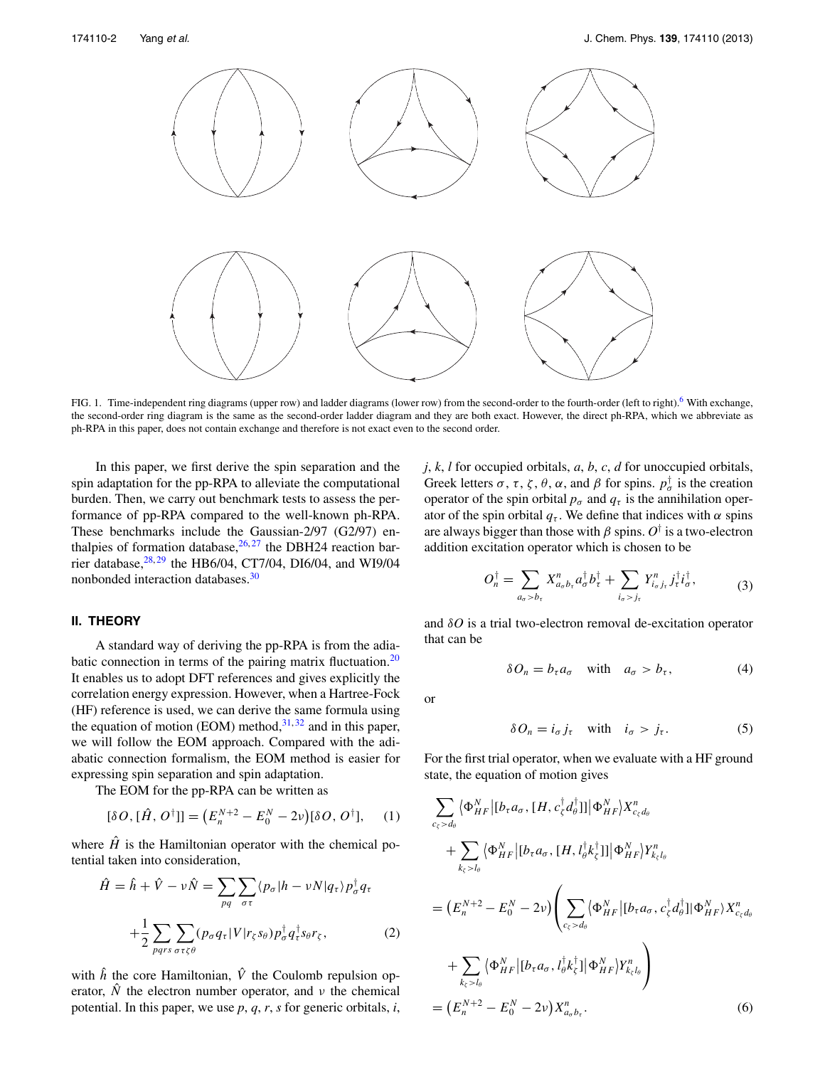FIG. 1. Time-independent ring diagrams (upper row) and ladder diagrams (lower row) from the second-order to the fourth-order (left to right).[6] With exchange, the second-order ring diagram is the same as the second-order ladder diagram and they are both exact. However, the direct ph-RPA, which we abbreviate as ph-RPA in this paper, does not contain exchange and therefore is not exact even to the second order.

In this paper, we first derive the spin separation and the spin adaptation for the pp-RPA to alleviate the computational burden. Then, we carry out benchmark tests to assess the performance of pp-RPA compared to the well-known ph-RPA. These benchmarks include the Gaussian-2/97 (G2/97) enthalpies of formation database,[26,27] the DBH24 reaction barrier database,[28,29] the HB6/04, CT7/04, DI6/04, and WI9/04 nonbonded interaction databases.[30]

## II. THEORY

A standard way of deriving the pp-RPA is from the adiabatic connection in terms of the pairing matrix fluctuation.[20] It enables us to adopt DFT references and gives explicitly the correlation energy expression. However, when a Hartree-Fock (HF) reference is used, we can derive the same formula using the equation of motion (EOM) method,[31,32] and in this paper, we will follow the EOM approach. Compared with the adiabatic connection formalism, the EOM method is easier for expressing spin separation and spin adaptation.

The EOM for the pp-RPA can be written as

$$[\delta O, [\hat{H}, O^{\dagger}]] = \left(E_n^{N+2} - E_0^N - 2\nu\right)[\delta O, O^{\dagger}], \quad (1)$$

where $\hat{H}$ is the Hamiltonian operator with the chemical potential taken into consideration,

$$\hat{H} = \hat{h} + \hat{V} - \nu\hat{N} = \sum_{pq}\sum_{\sigma\tau}\langle p_\sigma|h - \nu N|q_\tau\rangle p_\sigma^{\dagger} q_\tau + \frac{1}{2}\sum_{pqrs}\sum_{\sigma\tau\zeta\theta}\langle p_\sigma q_\tau|V|r_\zeta s_\theta\rangle p_\sigma^{\dagger} q_\tau^{\dagger} s_\theta r_\zeta, \quad (2)$$

with $\hat{h}$ the core Hamiltonian, $\hat{V}$ the Coulomb repulsion operator, $\hat{N}$ the electron number operator, and $\nu$ the chemical potential. In this paper, we use $p$, $q$, $r$, $s$ for generic orbitals, $i$, $j$, $k$, $l$ for occupied orbitals, $a$, $b$, $c$, $d$ for unoccupied orbitals, Greek letters $\sigma$, $\tau$, $\zeta$, $\theta$, $\alpha$, and $\beta$ for spins. $p_\sigma^{\dagger}$ is the creation operator of the spin orbital $p_\sigma$ and $q_\tau$ is the annihilation operator of the spin orbital $q_\tau$. We define that indices with $\alpha$ spins are always bigger than those with $\beta$ spins. $O^{\dagger}$ is a two-electron addition excitation operator which is chosen to be

$$O_n^{\dagger} = \sum_{a_\sigma > b_\tau} X_{a_\sigma b_\tau}^n a_\sigma^{\dagger} b_\tau^{\dagger} + \sum_{i_\sigma > j_\tau} Y_{i_\sigma j_\tau}^n j_\tau^{\dagger} i_\sigma^{\dagger}, \quad (3)$$

and $\delta O$ is a trial two-electron removal de-excitation operator that can be

$$\delta O_n = b_\tau a_\sigma \quad \text{with} \quad a_\sigma > b_\tau, \quad (4)$$

or

$$\delta O_n = i_\sigma j_\tau \quad \text{with} \quad i_\sigma > j_\tau. \quad (5)$$

For the first trial operator, when we evaluate with a HF ground state, the equation of motion gives

$$\begin{aligned}
&\sum_{c_\zeta > d_\theta} \langle \Phi_{HF}^N | [b_\tau a_\sigma, [H, c_\zeta^{\dagger} d_\theta^{\dagger}]] | \Phi_{HF}^N \rangle X_{c_\zeta d_\theta}^n \\
&+ \sum_{k_\zeta > l_\theta} \langle \Phi_{HF}^N | [b_\tau a_\sigma, [H, l_\theta^{\dagger} k_\zeta^{\dagger}]] | \Phi_{HF}^N \rangle Y_{k_\zeta l_\theta}^n \\
&= \left(E_n^{N+2} - E_0^N - 2\nu\right)\Bigg(\sum_{c_\zeta > d_\theta} \langle \Phi_{HF}^N | [b_\tau a_\sigma, c_\zeta^{\dagger} d_\theta^{\dagger}] | \Phi_{HF}^N \rangle X_{c_\zeta d_\theta}^n \\
&+ \sum_{k_\zeta > l_\theta} \langle \Phi_{HF}^N | [b_\tau a_\sigma, l_\theta^{\dagger} k_\zeta^{\dagger}] | \Phi_{HF}^N \rangle Y_{k_\zeta l_\theta}^n \Bigg) \\
&= \left(E_n^{N+2} - E_0^N - 2\nu\right) X_{a_\sigma b_\tau}^n.
\end{aligned} \quad (6)$$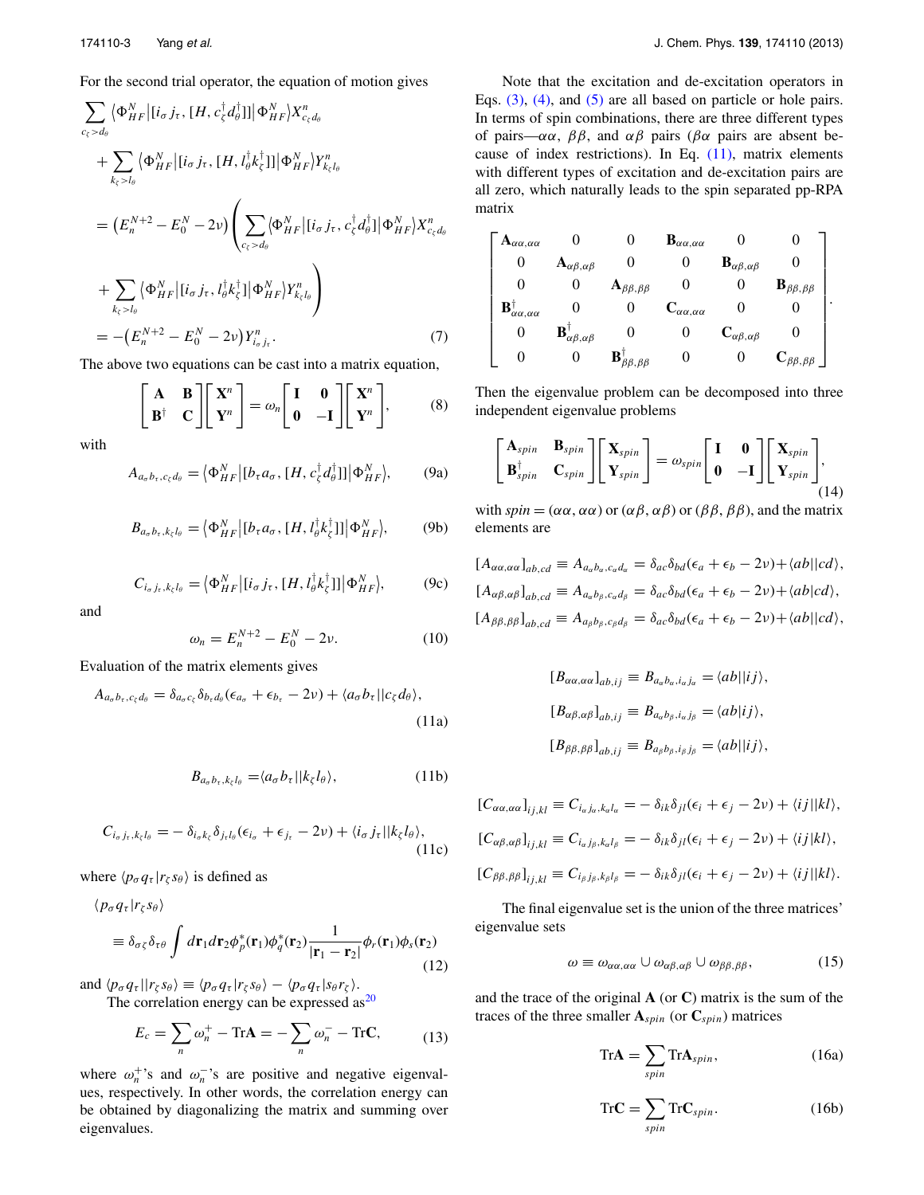For the second trial operator, the equation of motion gives

$$
\begin{aligned}
&\sum_{c_\zeta > d_\theta} \langle \Phi_{HF}^N | [i_\sigma j_\tau, [H, c_\zeta^\dagger d_\theta^\dagger]] | \Phi_{HF}^N \rangle X_{c_\zeta d_\theta}^n \\
&+ \sum_{k_\zeta > l_\theta} \langle \Phi_{HF}^N | [i_\sigma j_\tau, [H, l_\theta^\dagger k_\zeta^\dagger]] | \Phi_{HF}^N \rangle Y_{k_\zeta l_\theta}^n \\
&= \left(E_n^{N+2} - E_0^N - 2\nu\right) \left( \sum_{c_\zeta > d_\theta} \langle \Phi_{HF}^N | [i_\sigma j_\tau, c_\zeta^\dagger d_\theta^\dagger] | \Phi_{HF}^N \rangle X_{c_\zeta d_\theta}^n \right. \\
&\left. + \sum_{k_\zeta > l_\theta} \langle \Phi_{HF}^N | [i_\sigma j_\tau, l_\theta^\dagger k_\zeta^\dagger] | \Phi_{HF}^N \rangle Y_{k_\zeta l_\theta}^n \right) \\
&= -\left(E_n^{N+2} - E_0^N - 2\nu\right) Y_{i_\sigma j_\tau}^n. \qquad (7)
\end{aligned}
$$

The above two equations can be cast into a matrix equation,

$$
\begin{bmatrix} \mathbf{A} & \mathbf{B} \\ \mathbf{B}^\dagger & \mathbf{C} \end{bmatrix} \begin{bmatrix} \mathbf{X}^n \\ \mathbf{Y}^n \end{bmatrix} = \omega_n \begin{bmatrix} \mathbf{I} & \mathbf{0} \\ \mathbf{0} & -\mathbf{I} \end{bmatrix} \begin{bmatrix} \mathbf{X}^n \\ \mathbf{Y}^n \end{bmatrix}, \qquad (8)
$$

with

$$
A_{a_\sigma b_\tau, c_\zeta d_\theta} = \langle \Phi_{HF}^N | [b_\tau a_\sigma, [H, c_\zeta^\dagger d_\theta^\dagger]] | \Phi_{HF}^N \rangle, \qquad (9a)
$$

$$
B_{a_\sigma b_\tau, k_\zeta l_\theta} = \langle \Phi_{HF}^N | [b_\tau a_\sigma, [H, l_\theta^\dagger k_\zeta^\dagger]] | \Phi_{HF}^N \rangle, \qquad (9b)
$$

$$
C_{i_\sigma j_\tau, k_\zeta l_\theta} = \langle \Phi_{HF}^N | [i_\sigma j_\tau, [H, l_\theta^\dagger k_\zeta^\dagger]] | \Phi_{HF}^N \rangle, \qquad (9c)
$$

and

$$
\omega_n = E_n^{N+2} - E_0^N - 2\nu. \qquad (10)
$$

Evaluation of the matrix elements gives

$$
A_{a_\sigma b_\tau, c_\zeta d_\theta} = \delta_{a_\sigma c_\zeta} \delta_{b_\tau d_\theta} (\epsilon_{a_\sigma} + \epsilon_{b_\tau} - 2\nu) + \langle a_\sigma b_\tau || c_\zeta d_\theta \rangle, \qquad (11a)
$$

$$
B_{a_\sigma b_\tau, k_\zeta l_\theta} = \langle a_\sigma b_\tau || k_\zeta l_\theta \rangle, \qquad (11b)
$$

$$
C_{i_\sigma j_\tau, k_\zeta l_\theta} = -\delta_{i_\sigma k_\zeta} \delta_{j_\tau l_\theta} (\epsilon_{i_\sigma} + \epsilon_{j_\tau} - 2\nu) + \langle i_\sigma j_\tau || k_\zeta l_\theta \rangle, \qquad (11c)
$$

where $\langle p_\sigma q_\tau | r_\zeta s_\theta \rangle$ is defined as

$$
\langle p_\sigma q_\tau | r_\zeta s_\theta \rangle \equiv \delta_{\sigma\zeta} \delta_{\tau\theta} \int d\mathbf{r}_1 d\mathbf{r}_2 \phi_p^*(\mathbf{r}_1) \phi_q^*(\mathbf{r}_2) \frac{1}{|\mathbf{r}_1 - \mathbf{r}_2|} \phi_r(\mathbf{r}_1) \phi_s(\mathbf{r}_2) \qquad (12)
$$

and $\langle p_\sigma q_\tau || r_\zeta s_\theta \rangle \equiv \langle p_\sigma q_\tau | r_\zeta s_\theta \rangle - \langle p_\sigma q_\tau | s_\theta r_\zeta \rangle$.

The correlation energy can be expressed as[20]

$$
E_c = \sum_n \omega_n^+ - \mathrm{Tr}\mathbf{A} = -\sum_n \omega_n^- - \mathrm{Tr}\mathbf{C}, \qquad (13)
$$

where $\omega_n^+$'s and $\omega_n^-$'s are positive and negative eigenvalues, respectively. In other words, the correlation energy can be obtained by diagonalizing the matrix and summing over eigenvalues.

Note that the excitation and de-excitation operators in Eqs. (3), (4), and (5) are all based on particle or hole pairs. In terms of spin combinations, there are three different types of pairs—$\alpha\alpha$, $\beta\beta$, and $\alpha\beta$ pairs ($\beta\alpha$ pairs are absent because of index restrictions). In Eq. (11), matrix elements with different types of excitation and de-excitation pairs are all zero, which naturally leads to the spin separated pp-RPA matrix

$$
\begin{bmatrix}
\mathbf{A}_{\alpha\alpha,\alpha\alpha} & 0 & 0 & \mathbf{B}_{\alpha\alpha,\alpha\alpha} & 0 & 0 \\
0 & \mathbf{A}_{\alpha\beta,\alpha\beta} & 0 & 0 & \mathbf{B}_{\alpha\beta,\alpha\beta} & 0 \\
0 & 0 & \mathbf{A}_{\beta\beta,\beta\beta} & 0 & 0 & \mathbf{B}_{\beta\beta,\beta\beta} \\
\mathbf{B}_{\alpha\alpha,\alpha\alpha}^\dagger & 0 & 0 & \mathbf{C}_{\alpha\alpha,\alpha\alpha} & 0 & 0 \\
0 & \mathbf{B}_{\alpha\beta,\alpha\beta}^\dagger & 0 & 0 & \mathbf{C}_{\alpha\beta,\alpha\beta} & 0 \\
0 & 0 & \mathbf{B}_{\beta\beta,\beta\beta}^\dagger & 0 & 0 & \mathbf{C}_{\beta\beta,\beta\beta}
\end{bmatrix}.
$$

Then the eigenvalue problem can be decomposed into three independent eigenvalue problems

$$
\begin{bmatrix} \mathbf{A}_{spin} & \mathbf{B}_{spin} \\ \mathbf{B}_{spin}^\dagger & \mathbf{C}_{spin} \end{bmatrix} \begin{bmatrix} \mathbf{X}_{spin} \\ \mathbf{Y}_{spin} \end{bmatrix} = \omega_{spin} \begin{bmatrix} \mathbf{I} & \mathbf{0} \\ \mathbf{0} & -\mathbf{I} \end{bmatrix} \begin{bmatrix} \mathbf{X}_{spin} \\ \mathbf{Y}_{spin} \end{bmatrix}, \qquad (14)
$$

with $spin = (\alpha\alpha, \alpha\alpha)$ or $(\alpha\beta, \alpha\beta)$ or $(\beta\beta, \beta\beta)$, and the matrix elements are

$$
\begin{aligned}
[A_{\alpha\alpha,\alpha\alpha}]_{ab,cd} &\equiv A_{a_\alpha b_\alpha, c_\alpha d_\alpha} = \delta_{ac}\delta_{bd}(\epsilon_a + \epsilon_b - 2\nu) + \langle ab||cd \rangle, \\
[A_{\alpha\beta,\alpha\beta}]_{ab,cd} &\equiv A_{a_\alpha b_\beta, c_\alpha d_\beta} = \delta_{ac}\delta_{bd}(\epsilon_a + \epsilon_b - 2\nu) + \langle ab|cd \rangle, \\
[A_{\beta\beta,\beta\beta}]_{ab,cd} &\equiv A_{a_\beta b_\beta, c_\beta d_\beta} = \delta_{ac}\delta_{bd}(\epsilon_a + \epsilon_b - 2\nu) + \langle ab||cd \rangle,
\end{aligned}
$$

$$
\begin{aligned}
[B_{\alpha\alpha,\alpha\alpha}]_{ab,ij} &\equiv B_{a_\alpha b_\alpha, i_\alpha j_\alpha} = \langle ab||ij \rangle, \\
[B_{\alpha\beta,\alpha\beta}]_{ab,ij} &\equiv B_{a_\alpha b_\beta, i_\alpha j_\beta} = \langle ab|ij \rangle, \\
[B_{\beta\beta,\beta\beta}]_{ab,ij} &\equiv B_{a_\beta b_\beta, i_\beta j_\beta} = \langle ab||ij \rangle,
\end{aligned}
$$

$$
\begin{aligned}
[C_{\alpha\alpha,\alpha\alpha}]_{ij,kl} &\equiv C_{i_\alpha j_\alpha, k_\alpha l_\alpha} = -\delta_{ik}\delta_{jl}(\epsilon_i + \epsilon_j - 2\nu) + \langle ij||kl \rangle, \\
[C_{\alpha\beta,\alpha\beta}]_{ij,kl} &\equiv C_{i_\alpha j_\beta, k_\alpha l_\beta} = -\delta_{ik}\delta_{jl}(\epsilon_i + \epsilon_j - 2\nu) + \langle ij|kl \rangle, \\
[C_{\beta\beta,\beta\beta}]_{ij,kl} &\equiv C_{i_\beta j_\beta, k_\beta l_\beta} = -\delta_{ik}\delta_{jl}(\epsilon_i + \epsilon_j - 2\nu) + \langle ij||kl \rangle.
\end{aligned}
$$

The final eigenvalue set is the union of the three matrices' eigenvalue sets

$$
\omega \equiv \omega_{\alpha\alpha,\alpha\alpha} \cup \omega_{\alpha\beta,\alpha\beta} \cup \omega_{\beta\beta,\beta\beta}, \qquad (15)
$$

and the trace of the original $\mathbf{A}$ (or $\mathbf{C}$) matrix is the sum of the traces of the three smaller $\mathbf{A}_{spin}$ (or $\mathbf{C}_{spin}$) matrices

$$
\mathrm{Tr}\mathbf{A} = \sum_{spin} \mathrm{Tr}\mathbf{A}_{spin}, \qquad (16a)
$$

$$
\mathrm{Tr}\mathbf{C} = \sum_{spin} \mathrm{Tr}\mathbf{C}_{spin}. \qquad (16b)
$$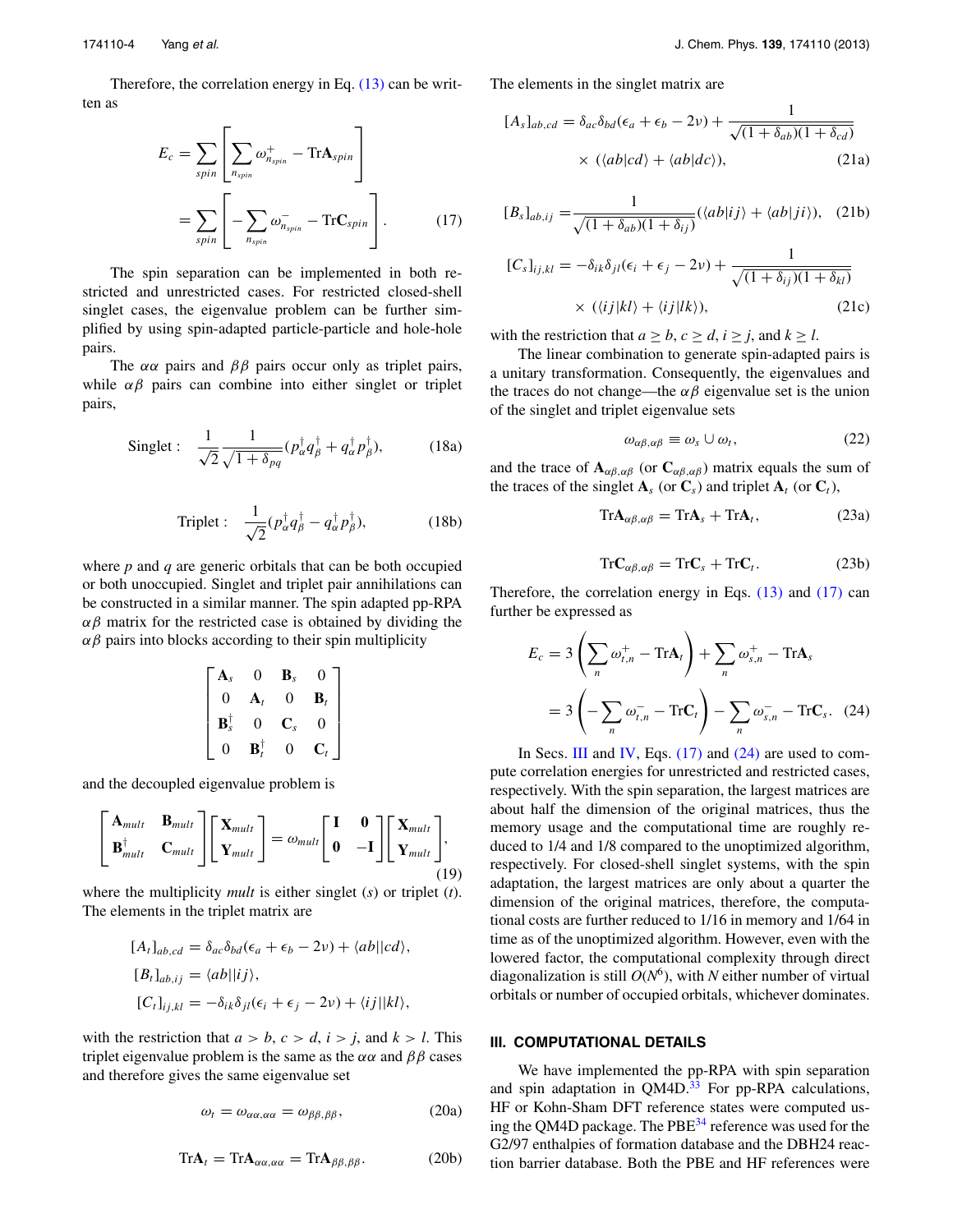Therefore, the correlation energy in Eq. (13) can be written as

$$
\begin{aligned}
E_c &= \sum_{spin}\left[\sum_{n_{spin}} \omega^{+}_{n_{spin}} - \mathrm{Tr}\mathbf{A}_{spin}\right] \\
&= \sum_{spin}\left[-\sum_{n_{spin}} \omega^{-}_{n_{spin}} - \mathrm{Tr}\mathbf{C}_{spin}\right].
\end{aligned} \tag{17}
$$

The spin separation can be implemented in both restricted and unrestricted cases. For restricted closed-shell singlet cases, the eigenvalue problem can be further simplified by using spin-adapted particle-particle and hole-hole pairs.

The $\alpha\alpha$ pairs and $\beta\beta$ pairs occur only as triplet pairs, while $\alpha\beta$ pairs can combine into either singlet or triplet pairs,

$$
\text{Singlet}: \quad \frac{1}{\sqrt{2}}\frac{1}{\sqrt{1+\delta_{pq}}}(p^\dagger_\alpha q^\dagger_\beta + q^\dagger_\alpha p^\dagger_\beta), \tag{18a}
$$

$$
\text{Triplet}: \quad \frac{1}{\sqrt{2}}(p^\dagger_\alpha q^\dagger_\beta - q^\dagger_\alpha p^\dagger_\beta), \tag{18b}
$$

where $p$ and $q$ are generic orbitals that can be both occupied or both unoccupied. Singlet and triplet pair annihilations can be constructed in a similar manner. The spin adapted pp-RPA $\alpha\beta$ matrix for the restricted case is obtained by dividing the $\alpha\beta$ pairs into blocks according to their spin multiplicity

$$
\begin{bmatrix}
\mathbf{A}_s & 0 & \mathbf{B}_s & 0 \\
0 & \mathbf{A}_t & 0 & \mathbf{B}_t \\
\mathbf{B}_s^\dagger & 0 & \mathbf{C}_s & 0 \\
0 & \mathbf{B}_t^\dagger & 0 & \mathbf{C}_t
\end{bmatrix}
$$

and the decoupled eigenvalue problem is

$$
\begin{bmatrix}
\mathbf{A}_{mult} & \mathbf{B}_{mult} \\
\mathbf{B}^\dagger_{mult} & \mathbf{C}_{mult}
\end{bmatrix}
\begin{bmatrix}
\mathbf{X}_{mult} \\
\mathbf{Y}_{mult}
\end{bmatrix}
= \omega_{mult}
\begin{bmatrix}
\mathbf{I} & \mathbf{0} \\
\mathbf{0} & -\mathbf{I}
\end{bmatrix}
\begin{bmatrix}
\mathbf{X}_{mult} \\
\mathbf{Y}_{mult}
\end{bmatrix}, \tag{19}
$$

where the multiplicity *mult* is either singlet ($s$) or triplet ($t$). The elements in the triplet matrix are

$$
\begin{aligned}
[A_t]_{ab,cd} &= \delta_{ac}\delta_{bd}(\epsilon_a + \epsilon_b - 2\nu) + \langle ab||cd\rangle, \\
[B_t]_{ab,ij} &= \langle ab||ij\rangle, \\
[C_t]_{ij,kl} &= -\delta_{ik}\delta_{jl}(\epsilon_i + \epsilon_j - 2\nu) + \langle ij||kl\rangle,
\end{aligned}
$$

with the restriction that $a > b$, $c > d$, $i > j$, and $k > l$. This triplet eigenvalue problem is the same as the $\alpha\alpha$ and $\beta\beta$ cases and therefore gives the same eigenvalue set

$$
\omega_t = \omega_{\alpha\alpha,\alpha\alpha} = \omega_{\beta\beta,\beta\beta}, \tag{20a}
$$

$$
\mathrm{Tr}\mathbf{A}_t = \mathrm{Tr}\mathbf{A}_{\alpha\alpha,\alpha\alpha} = \mathrm{Tr}\mathbf{A}_{\beta\beta,\beta\beta}. \tag{20b}
$$

The elements in the singlet matrix are

$$
\begin{aligned}
[A_s]_{ab,cd} = \delta_{ac}\delta_{bd}(\epsilon_a + \epsilon_b - 2\nu) + \frac{1}{\sqrt{(1+\delta_{ab})(1+\delta_{cd})}} \\
\times (\langle ab|cd\rangle + \langle ab|dc\rangle),
\end{aligned} \tag{21a}
$$

$$
[B_s]_{ab,ij} = \frac{1}{\sqrt{(1+\delta_{ab})(1+\delta_{ij})}}(\langle ab|ij\rangle + \langle ab|ji\rangle), \tag{21b}
$$

$$
\begin{aligned}
[C_s]_{ij,kl} = -\delta_{ik}\delta_{jl}(\epsilon_i + \epsilon_j - 2\nu) + \frac{1}{\sqrt{(1+\delta_{ij})(1+\delta_{kl})}} \\
\times (\langle ij|kl\rangle + \langle ij|lk\rangle),
\end{aligned} \tag{21c}
$$

with the restriction that $a \geq b$, $c \geq d$, $i \geq j$, and $k \geq l$.

The linear combination to generate spin-adapted pairs is a unitary transformation. Consequently, the eigenvalues and the traces do not change—the $\alpha\beta$ eigenvalue set is the union of the singlet and triplet eigenvalue sets

$$
\omega_{\alpha\beta,\alpha\beta} \equiv \omega_s \cup \omega_t, \tag{22}
$$

and the trace of $\mathbf{A}_{\alpha\beta,\alpha\beta}$ (or $\mathbf{C}_{\alpha\beta,\alpha\beta}$) matrix equals the sum of the traces of the singlet $\mathbf{A}_s$ (or $\mathbf{C}_s$) and triplet $\mathbf{A}_t$ (or $\mathbf{C}_t$),

$$
\mathrm{Tr}\mathbf{A}_{\alpha\beta,\alpha\beta} = \mathrm{Tr}\mathbf{A}_s + \mathrm{Tr}\mathbf{A}_t, \tag{23a}
$$

$$
\mathrm{Tr}\mathbf{C}_{\alpha\beta,\alpha\beta} = \mathrm{Tr}\mathbf{C}_s + \mathrm{Tr}\mathbf{C}_t. \tag{23b}
$$

Therefore, the correlation energy in Eqs. (13) and (17) can further be expressed as

$$
\begin{aligned}
E_c &= 3\left(\sum_n \omega^{+}_{t,n} - \mathrm{Tr}\mathbf{A}_t\right) + \sum_n \omega^{+}_{s,n} - \mathrm{Tr}\mathbf{A}_s \\
&= 3\left(-\sum_n \omega^{-}_{t,n} - \mathrm{Tr}\mathbf{C}_t\right) - \sum_n \omega^{-}_{s,n} - \mathrm{Tr}\mathbf{C}_s.
\end{aligned} \tag{24}
$$

In Secs. III and IV, Eqs. (17) and (24) are used to compute correlation energies for unrestricted and restricted cases, respectively. With the spin separation, the largest matrices are about half the dimension of the original matrices, thus the memory usage and the computational time are roughly reduced to 1/4 and 1/8 compared to the unoptimized algorithm, respectively. For closed-shell singlet systems, with the spin adaptation, the largest matrices are only about a quarter the dimension of the original matrices, therefore, the computational costs are further reduced to 1/16 in memory and 1/64 in time as of the unoptimized algorithm. However, even with the lowered factor, the computational complexity through direct diagonalization is still $O(N^6)$, with $N$ either number of virtual orbitals or number of occupied orbitals, whichever dominates.

## III. COMPUTATIONAL DETAILS

We have implemented the pp-RPA with spin separation and spin adaptation in QM4D.[33] For pp-RPA calculations, HF or Kohn-Sham DFT reference states were computed using the QM4D package. The PBE[34] reference was used for the G2/97 enthalpies of formation database and the DBH24 reaction barrier database. Both the PBE and HF references were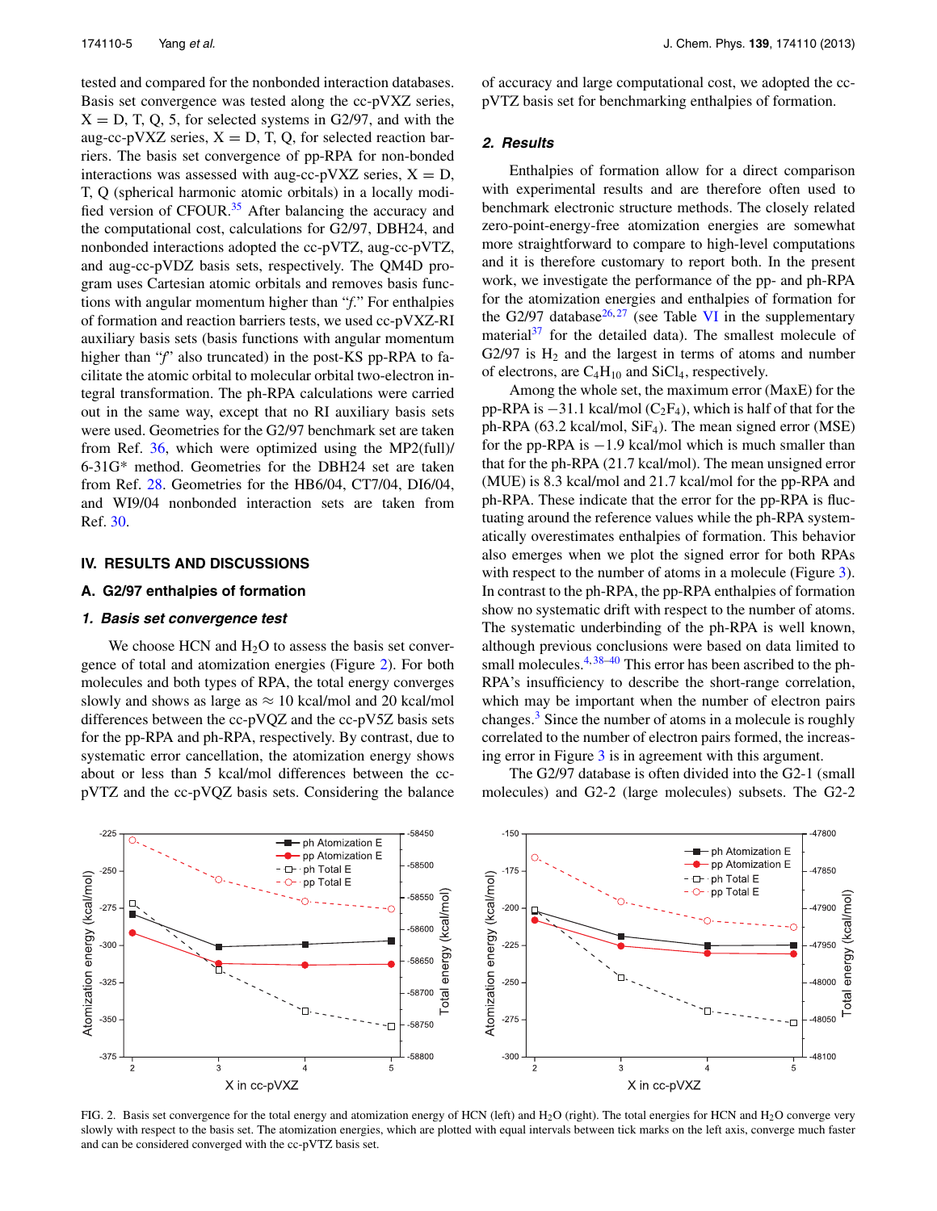tested and compared for the nonbonded interaction databases. Basis set convergence was tested along the cc-pVXZ series, X = D, T, Q, 5, for selected systems in G2/97, and with the aug-cc-pVXZ series, X = D, T, Q, for selected reaction barriers. The basis set convergence of pp-RPA for non-bonded interactions was assessed with aug-cc-pVXZ series, X = D, T, Q (spherical harmonic atomic orbitals) in a locally modified version of CFOUR.[35] After balancing the accuracy and the computational cost, calculations for G2/97, DBH24, and nonbonded interactions adopted the cc-pVTZ, aug-cc-pVTZ, and aug-cc-pVDZ basis sets, respectively. The QM4D program uses Cartesian atomic orbitals and removes basis functions with angular momentum higher than "*f*." For enthalpies of formation and reaction barriers tests, we used cc-pVXZ-RI auxiliary basis sets (basis functions with angular momentum higher than "*f*" also truncated) in the post-KS pp-RPA to facilitate the atomic orbital to molecular orbital two-electron integral transformation. The ph-RPA calculations were carried out in the same way, except that no RI auxiliary basis sets were used. Geometries for the G2/97 benchmark set are taken from Ref. 36, which were optimized using the MP2(full)/6-31G* method. Geometries for the DBH24 set are taken from Ref. 28. Geometries for the HB6/04, CT7/04, DI6/04, and WI9/04 nonbonded interaction sets are taken from Ref. 30.

## IV. RESULTS AND DISCUSSIONS

### A. G2/97 enthalpies of formation

#### *1. Basis set convergence test*

We choose HCN and $H_2O$ to assess the basis set convergence of total and atomization energies (Figure 2). For both molecules and both types of RPA, the total energy converges slowly and shows as large as $\approx$ 10 kcal/mol and 20 kcal/mol differences between the cc-pVQZ and the cc-pV5Z basis sets for the pp-RPA and ph-RPA, respectively. By contrast, due to systematic error cancellation, the atomization energy shows about or less than 5 kcal/mol differences between the cc-pVTZ and the cc-pVQZ basis sets. Considering the balance of accuracy and large computational cost, we adopted the cc-pVTZ basis set for benchmarking enthalpies of formation.

#### *2. Results*

Enthalpies of formation allow for a direct comparison with experimental results and are therefore often used to benchmark electronic structure methods. The closely related zero-point-energy-free atomization energies are somewhat more straightforward to compare to high-level computations and it is therefore customary to report both. In the present work, we investigate the performance of the pp- and ph-RPA for the atomization energies and enthalpies of formation for the G2/97 database[26,27] (see Table VI in the supplementary material[37] for the detailed data). The smallest molecule of G2/97 is $H_2$ and the largest in terms of atoms and number of electrons, are $C_4H_{10}$ and $SiCl_4$, respectively.

Among the whole set, the maximum error (MaxE) for the pp-RPA is $-31.1$ kcal/mol ($C_2F_4$), which is half of that for the ph-RPA (63.2 kcal/mol, $SiF_4$). The mean signed error (MSE) for the pp-RPA is $-1.9$ kcal/mol which is much smaller than that for the ph-RPA (21.7 kcal/mol). The mean unsigned error (MUE) is 8.3 kcal/mol and 21.7 kcal/mol for the pp-RPA and ph-RPA. These indicate that the error for the pp-RPA is fluctuating around the reference values while the ph-RPA systematically overestimates enthalpies of formation. This behavior also emerges when we plot the signed error for both RPAs with respect to the number of atoms in a molecule (Figure 3). In contrast to the ph-RPA, the pp-RPA enthalpies of formation show no systematic drift with respect to the number of atoms. The systematic underbinding of the ph-RPA is well known, although previous conclusions were based on data limited to small molecules.[4,38–40] This error has been ascribed to the ph-RPA's insufficiency to describe the short-range correlation, which may be important when the number of electron pairs changes.[3] Since the number of atoms in a molecule is roughly correlated to the number of electron pairs formed, the increasing error in Figure 3 is in agreement with this argument.

The G2/97 database is often divided into the G2-1 (small molecules) and G2-2 (large molecules) subsets. The G2-2

FIG. 2. Basis set convergence for the total energy and atomization energy of HCN (left) and $H_2O$ (right). The total energies for HCN and $H_2O$ converge very slowly with respect to the basis set. The atomization energies, which are plotted with equal intervals between tick marks on the left axis, converge much faster and can be considered converged with the cc-pVTZ basis set.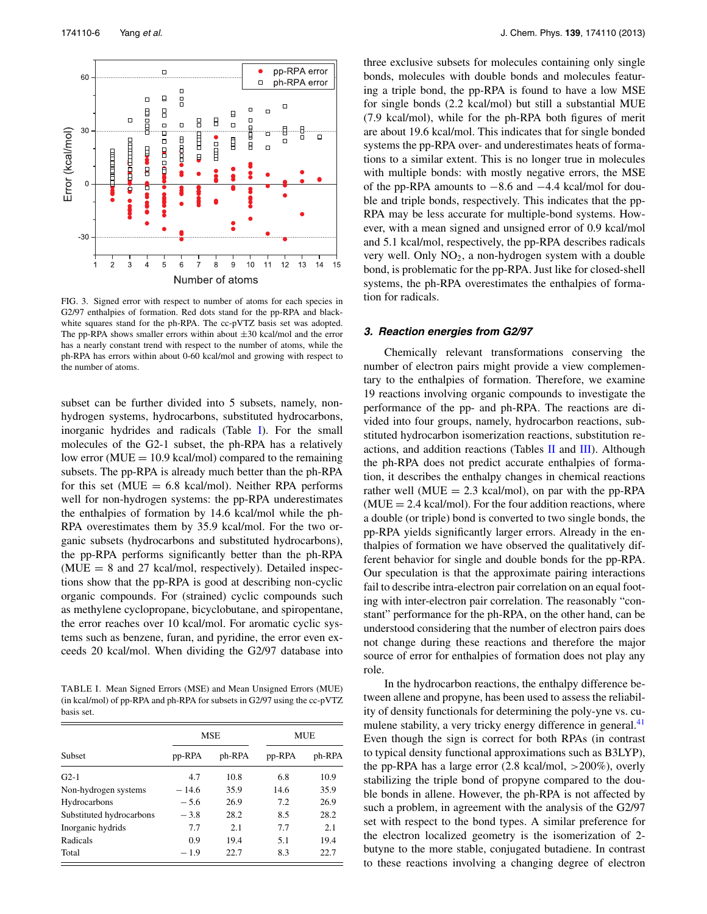FIG. 3. Signed error with respect to number of atoms for each species in G2/97 enthalpies of formation. Red dots stand for the pp-RPA and black-white squares stand for the ph-RPA. The cc-pVTZ basis set was adopted. The pp-RPA shows smaller errors within about ±30 kcal/mol and the error has a nearly constant trend with respect to the number of atoms, while the ph-RPA has errors within about 0-60 kcal/mol and growing with respect to the number of atoms.

subset can be further divided into 5 subsets, namely, non-hydrogen systems, hydrocarbons, substituted hydrocarbons, inorganic hydrides and radicals (Table I). For the small molecules of the G2-1 subset, the ph-RPA has a relatively low error (MUE = 10.9 kcal/mol) compared to the remaining subsets. The pp-RPA is already much better than the ph-RPA for this set (MUE = 6.8 kcal/mol). Neither RPA performs well for non-hydrogen systems: the pp-RPA underestimates the enthalpies of formation by 14.6 kcal/mol while the ph-RPA overestimates them by 35.9 kcal/mol. For the two organic subsets (hydrocarbons and substituted hydrocarbons), the pp-RPA performs significantly better than the ph-RPA (MUE = 8 and 27 kcal/mol, respectively). Detailed inspections show that the pp-RPA is good at describing non-cyclic organic compounds. For (strained) cyclic compounds such as methylene cyclopropane, bicyclobutane, and spiropentane, the error reaches over 10 kcal/mol. For aromatic cyclic systems such as benzene, furan, and pyridine, the error even exceeds 20 kcal/mol. When dividing the G2/97 database into three exclusive subsets for molecules containing only single bonds, molecules with double bonds and molecules featuring a triple bond, the pp-RPA is found to have a low MSE for single bonds (2.2 kcal/mol) but still a substantial MUE (7.9 kcal/mol), while for the ph-RPA both figures of merit are about 19.6 kcal/mol. This indicates that for single bonded systems the pp-RPA over- and underestimates heats of formations to a similar extent. This is no longer true in molecules with multiple bonds: with mostly negative errors, the MSE of the pp-RPA amounts to −8.6 and −4.4 kcal/mol for double and triple bonds, respectively. This indicates that the pp-RPA may be less accurate for multiple-bond systems. However, with a mean signed and unsigned error of 0.9 kcal/mol and 5.1 kcal/mol, respectively, the pp-RPA describes radicals very well. Only $NO_2$, a non-hydrogen system with a double bond, is problematic for the pp-RPA. Just like for closed-shell systems, the ph-RPA overestimates the enthalpies of formation for radicals.

TABLE I. Mean Signed Errors (MSE) and Mean Unsigned Errors (MUE) (in kcal/mol) of pp-RPA and ph-RPA for subsets in G2/97 using the cc-pVTZ basis set.

| Subset | MSE | | MUE | |
|---|---|---|---|---|
| | pp-RPA | ph-RPA | pp-RPA | ph-RPA |
| G2-1 | 4.7 | 10.8 | 6.8 | 10.9 |
| Non-hydrogen systems | −14.6 | 35.9 | 14.6 | 35.9 |
| Hydrocarbons | −5.6 | 26.9 | 7.2 | 26.9 |
| Substituted hydrocarbons | −3.8 | 28.2 | 8.5 | 28.2 |
| Inorganic hydrids | 7.7 | 2.1 | 7.7 | 2.1 |
| Radicals | 0.9 | 19.4 | 5.1 | 19.4 |
| Total | −1.9 | 22.7 | 8.3 | 22.7 |

### 3. Reaction energies from G2/97

Chemically relevant transformations conserving the number of electron pairs might provide a view complementary to the enthalpies of formation. Therefore, we examine 19 reactions involving organic compounds to investigate the performance of the pp- and ph-RPA. The reactions are divided into four groups, namely, hydrocarbon reactions, substituted hydrocarbon isomerization reactions, substitution reactions, and addition reactions (Tables II and III). Although the ph-RPA does not predict accurate enthalpies of formation, it describes the enthalpy changes in chemical reactions rather well (MUE = 2.3 kcal/mol), on par with the pp-RPA (MUE = 2.4 kcal/mol). For the four addition reactions, where a double (or triple) bond is converted to two single bonds, the pp-RPA yields significantly larger errors. Already in the enthalpies of formation we have observed the qualitatively different behavior for single and double bonds for the pp-RPA. Our speculation is that the approximate pairing interactions fail to describe intra-electron pair correlation on an equal footing with inter-electron pair correlation. The reasonably "constant" performance for the ph-RPA, on the other hand, can be understood considering that the number of electron pairs does not change during these reactions and therefore the major source of error for enthalpies of formation does not play any role.

In the hydrocarbon reactions, the enthalpy difference between allene and propyne, has been used to assess the reliability of density functionals for determining the poly-yne vs. cumulene stability, a very tricky energy difference in general.[41] Even though the sign is correct for both RPAs (in contrast to typical density functional approximations such as B3LYP), the pp-RPA has a large error (2.8 kcal/mol, >200%), overly stabilizing the triple bond of propyne compared to the double bonds in allene. However, the ph-RPA is not affected by such a problem, in agreement with the analysis of the G2/97 set with respect to the bond types. A similar preference for the electron localized geometry is the isomerization of 2-butyne to the more stable, conjugated butadiene. In contrast to these reactions involving a changing degree of electron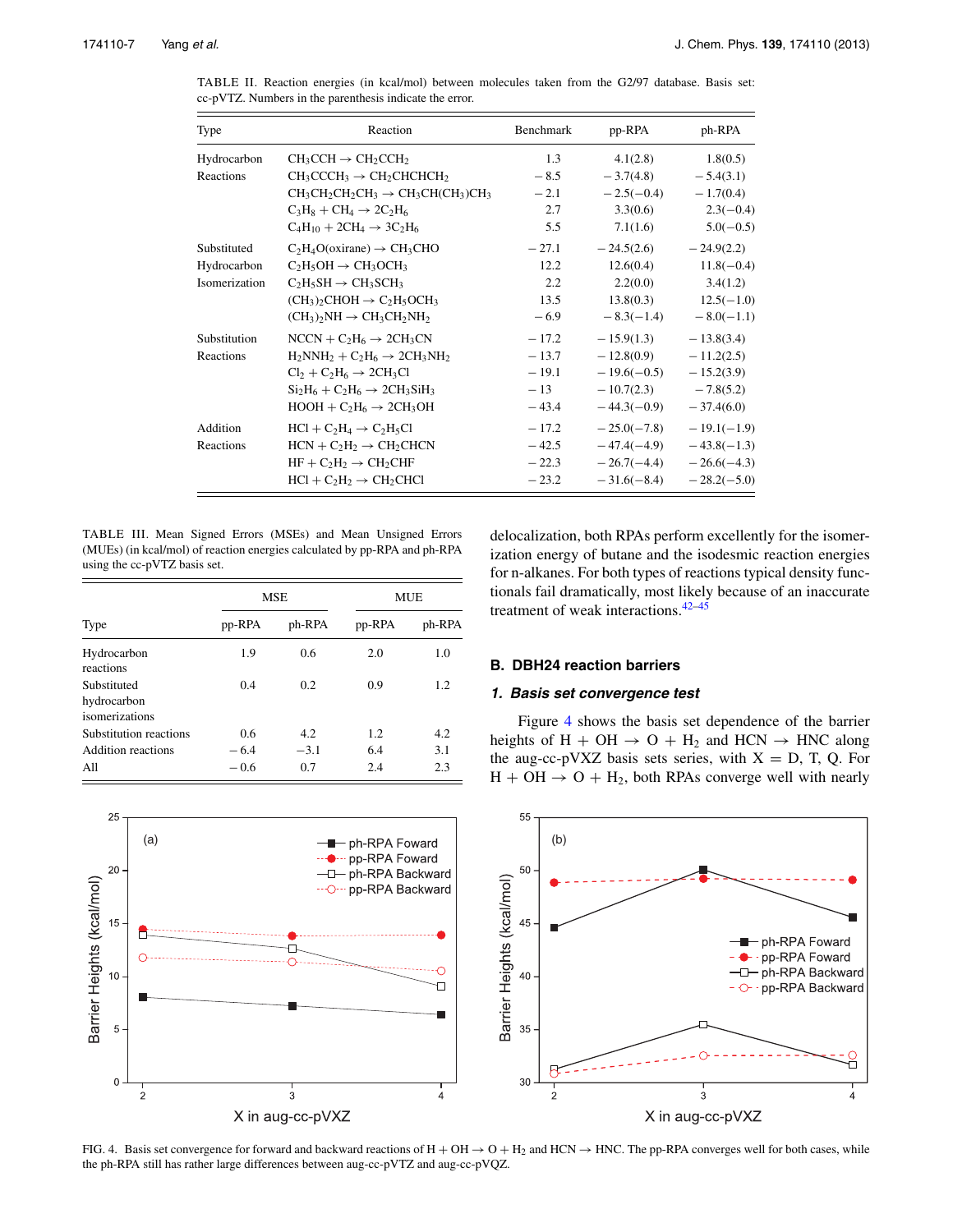TABLE II. Reaction energies (in kcal/mol) between molecules taken from the G2/97 database. Basis set: cc-pVTZ. Numbers in the parenthesis indicate the error.

| Type | Reaction | Benchmark | pp-RPA | ph-RPA |
|---|---|---|---|---|
| Hydrocarbon Reactions | $CH_3CCH \rightarrow CH_2CCH_2$ | 1.3 | 4.1(2.8) | 1.8(0.5) |
| | $CH_3CCCH_3 \rightarrow CH_2CHCHCH_2$ | − 8.5 | − 3.7(4.8) | − 5.4(3.1) |
| | $CH_3CH_2CH_2CH_3 \rightarrow CH_3CH(CH_3)CH_3$ | − 2.1 | − 2.5(−0.4) | − 1.7(0.4) |
| | $C_3H_8 + CH_4 \rightarrow 2C_2H_6$ | 2.7 | 3.3(0.6) | 2.3(−0.4) |
| | $C_4H_{10} + 2CH_4 \rightarrow 3C_2H_6$ | 5.5 | 7.1(1.6) | 5.0(−0.5) |
| Substituted Hydrocarbon Isomerization | $C_2H_4O$(oxirane) $\rightarrow CH_3CHO$ | − 27.1 | − 24.5(2.6) | − 24.9(2.2) |
| | $C_2H_5OH \rightarrow CH_3OCH_3$ | 12.2 | 12.6(0.4) | 11.8(−0.4) |
| | $C_2H_5SH \rightarrow CH_3SCH_3$ | 2.2 | 2.2(0.0) | 3.4(1.2) |
| | $(CH_3)_2CHOH \rightarrow C_2H_5OCH_3$ | 13.5 | 13.8(0.3) | 12.5(−1.0) |
| | $(CH_3)_2NH \rightarrow CH_3CH_2NH_2$ | − 6.9 | − 8.3(−1.4) | − 8.0(−1.1) |
| Substitution Reactions | $NCCN + C_2H_6 \rightarrow 2CH_3CN$ | − 17.2 | − 15.9(1.3) | − 13.8(3.4) |
| | $H_2NNH_2 + C_2H_6 \rightarrow 2CH_3NH_2$ | − 13.7 | − 12.8(0.9) | − 11.2(2.5) |
| | $Cl_2 + C_2H_6 \rightarrow 2CH_3Cl$ | − 19.1 | − 19.6(−0.5) | − 15.2(3.9) |
| | $Si_2H_6 + C_2H_6 \rightarrow 2CH_3SiH_3$ | − 13 | − 10.7(2.3) | − 7.8(5.2) |
| | $HOOH + C_2H_6 \rightarrow 2CH_3OH$ | − 43.4 | − 44.3(−0.9) | − 37.4(6.0) |
| Addition Reactions | $HCl + C_2H_4 \rightarrow C_2H_5Cl$ | − 17.2 | − 25.0(−7.8) | − 19.1(−1.9) |
| | $HCN + C_2H_2 \rightarrow CH_2CHCN$ | − 42.5 | − 47.4(−4.9) | − 43.8(−1.3) |
| | $HF + C_2H_2 \rightarrow CH_2CHF$ | − 22.3 | − 26.7(−4.4) | − 26.6(−4.3) |
| | $HCl + C_2H_2 \rightarrow CH_2CHCl$ | − 23.2 | − 31.6(−8.4) | − 28.2(−5.0) |

TABLE III. Mean Signed Errors (MSEs) and Mean Unsigned Errors (MUEs) (in kcal/mol) of reaction energies calculated by pp-RPA and ph-RPA using the cc-pVTZ basis set.

| | MSE | | MUE | |
|---|---|---|---|---|
| Type | pp-RPA | ph-RPA | pp-RPA | ph-RPA |
| Hydrocarbon reactions | 1.9 | 0.6 | 2.0 | 1.0 |
| Substituted hydrocarbon isomerizations | 0.4 | 0.2 | 0.9 | 1.2 |
| Substitution reactions | 0.6 | 4.2 | 1.2 | 4.2 |
| Addition reactions | − 6.4 | −3.1 | 6.4 | 3.1 |
| All | − 0.6 | 0.7 | 2.4 | 2.3 |

delocalization, both RPAs perform excellently for the isomerization energy of butane and the isodesmic reaction energies for n-alkanes. For both types of reactions typical density functionals fail dramatically, most likely because of an inaccurate treatment of weak interactions.[42–45]

## B. DBH24 reaction barriers

### 1. Basis set convergence test

Figure 4 shows the basis set dependence of the barrier heights of H + OH → O + $H_2$ and HCN → HNC along the aug-cc-pVXZ basis sets series, with X = D, T, Q. For H + OH → O + $H_2$, both RPAs converge well with nearly

FIG. 4. Basis set convergence for forward and backward reactions of H + OH → O + $H_2$ and HCN → HNC. The pp-RPA converges well for both cases, while the ph-RPA still has rather large differences between aug-cc-pVTZ and aug-cc-pVQZ.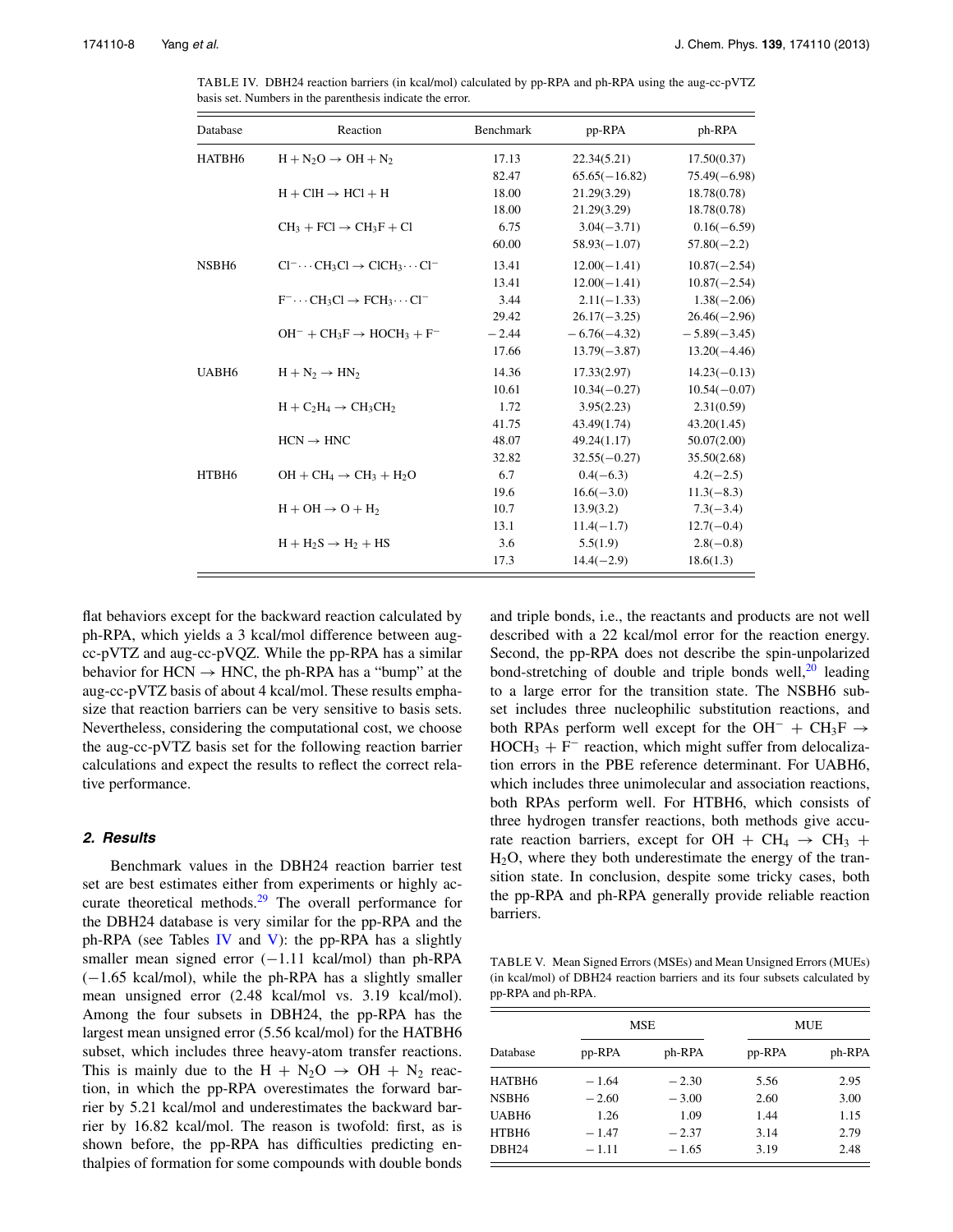TABLE IV. DBH24 reaction barriers (in kcal/mol) calculated by pp-RPA and ph-RPA using the aug-cc-pVTZ basis set. Numbers in the parenthesis indicate the error.

| Database | Reaction | Benchmark | pp-RPA | ph-RPA |
|---|---|---|---|---|
| HATBH6 | $H + N_2O \rightarrow OH + N_2$ | 17.13 | 22.34(5.21) | 17.50(0.37) |
| | | 82.47 | 65.65(−16.82) | 75.49(−6.98) |
| | $H + ClH \rightarrow HCl + H$ | 18.00 | 21.29(3.29) | 18.78(0.78) |
| | | 18.00 | 21.29(3.29) | 18.78(0.78) |
| | $CH_3 + FCl \rightarrow CH_3F + Cl$ | 6.75 | 3.04(−3.71) | 0.16(−6.59) |
| | | 60.00 | 58.93(−1.07) | 57.80(−2.2) |
| NSBH6 | $Cl^- \cdots CH_3Cl \rightarrow ClCH_3 \cdots Cl^-$ | 13.41 | 12.00(−1.41) | 10.87(−2.54) |
| | | 13.41 | 12.00(−1.41) | 10.87(−2.54) |
| | $F^- \cdots CH_3Cl \rightarrow FCH_3 \cdots Cl^-$ | 3.44 | 2.11(−1.33) | 1.38(−2.06) |
| | | 29.42 | 26.17(−3.25) | 26.46(−2.96) |
| | $OH^- + CH_3F \rightarrow HOCH_3 + F^-$ | −2.44 | −6.76(−4.32) | −5.89(−3.45) |
| | | 17.66 | 13.79(−3.87) | 13.20(−4.46) |
| UABH6 | $H + N_2 \rightarrow HN_2$ | 14.36 | 17.33(2.97) | 14.23(−0.13) |
| | | 10.61 | 10.34(−0.27) | 10.54(−0.07) |
| | $H + C_2H_4 \rightarrow CH_3CH_2$ | 1.72 | 3.95(2.23) | 2.31(0.59) |
| | | 41.75 | 43.49(1.74) | 43.20(1.45) |
| | $HCN \rightarrow HNC$ | 48.07 | 49.24(1.17) | 50.07(2.00) |
| | | 32.82 | 32.55(−0.27) | 35.50(2.68) |
| HTBH6 | $OH + CH_4 \rightarrow CH_3 + H_2O$ | 6.7 | 0.4(−6.3) | 4.2(−2.5) |
| | | 19.6 | 16.6(−3.0) | 11.3(−8.3) |
| | $H + OH \rightarrow O + H_2$ | 10.7 | 13.9(3.2) | 7.3(−3.4) |
| | | 13.1 | 11.4(−1.7) | 12.7(−0.4) |
| | $H + H_2S \rightarrow H_2 + HS$ | 3.6 | 5.5(1.9) | 2.8(−0.8) |
| | | 17.3 | 14.4(−2.9) | 18.6(1.3) |

flat behaviors except for the backward reaction calculated by ph-RPA, which yields a 3 kcal/mol difference between aug-cc-pVTZ and aug-cc-pVQZ. While the pp-RPA has a similar behavior for HCN → HNC, the ph-RPA has a "bump" at the aug-cc-pVTZ basis of about 4 kcal/mol. These results emphasize that reaction barriers can be very sensitive to basis sets. Nevertheless, considering the computational cost, we choose the aug-cc-pVTZ basis set for the following reaction barrier calculations and expect the results to reflect the correct relative performance.

### *2. Results*

Benchmark values in the DBH24 reaction barrier test set are best estimates either from experiments or highly accurate theoretical methods.[29] The overall performance for the DBH24 database is very similar for the pp-RPA and the ph-RPA (see Tables IV and V): the pp-RPA has a slightly smaller mean signed error (−1.11 kcal/mol) than ph-RPA (−1.65 kcal/mol), while the ph-RPA has a slightly smaller mean unsigned error (2.48 kcal/mol vs. 3.19 kcal/mol). Among the four subsets in DBH24, the pp-RPA has the largest mean unsigned error (5.56 kcal/mol) for the HATBH6 subset, which includes three heavy-atom transfer reactions. This is mainly due to the $H + N_2O \rightarrow OH + N_2$ reaction, in which the pp-RPA overestimates the forward barrier by 5.21 kcal/mol and underestimates the backward barrier by 16.82 kcal/mol. The reason is twofold: first, as is shown before, the pp-RPA has difficulties predicting enthalpies of formation for some compounds with double bonds and triple bonds, i.e., the reactants and products are not well described with a 22 kcal/mol error for the reaction energy. Second, the pp-RPA does not describe the spin-unpolarized bond-stretching of double and triple bonds well,[20] leading to a large error for the transition state. The NSBH6 subset includes three nucleophilic substitution reactions, and both RPAs perform well except for the $OH^- + CH_3F \rightarrow HOCH_3 + F^-$ reaction, which might suffer from delocalization errors in the PBE reference determinant. For UABH6, which includes three unimolecular and association reactions, both RPAs perform well. For HTBH6, which consists of three hydrogen transfer reactions, both methods give accurate reaction barriers, except for $OH + CH_4 \rightarrow CH_3 + H_2O$, where they both underestimate the energy of the transition state. In conclusion, despite some tricky cases, both the pp-RPA and ph-RPA generally provide reliable reaction barriers.

TABLE V. Mean Signed Errors (MSEs) and Mean Unsigned Errors (MUEs) (in kcal/mol) of DBH24 reaction barriers and its four subsets calculated by pp-RPA and ph-RPA.

| | MSE | | MUE | |
|---|---|---|---|---|
| Database | pp-RPA | ph-RPA | pp-RPA | ph-RPA |
| HATBH6 | −1.64 | −2.30 | 5.56 | 2.95 |
| NSBH6 | −2.60 | −3.00 | 2.60 | 3.00 |
| UABH6 | 1.26 | 1.09 | 1.44 | 1.15 |
| HTBH6 | −1.47 | −2.37 | 3.14 | 2.79 |
| DBH24 | −1.11 | −1.65 | 3.19 | 2.48 |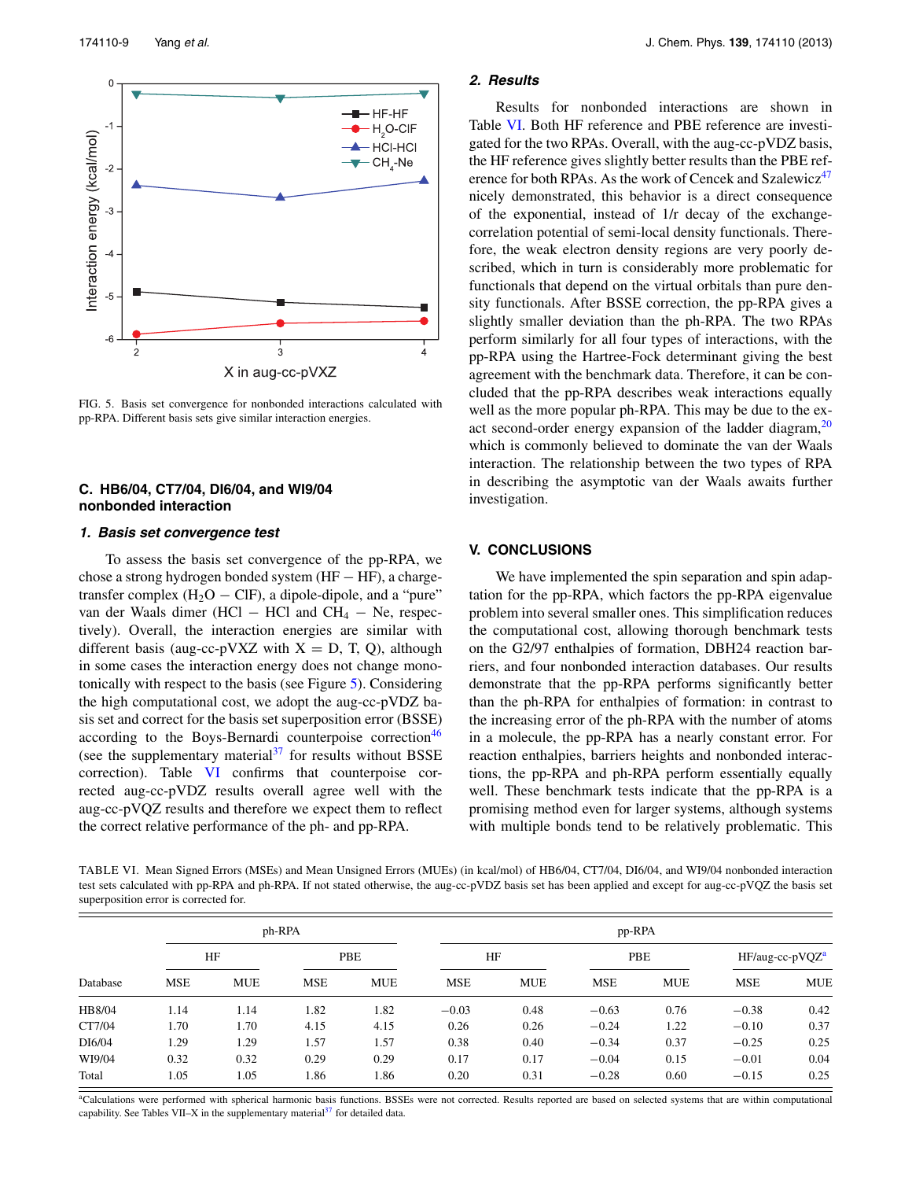FIG. 5. Basis set convergence for nonbonded interactions calculated with pp-RPA. Different basis sets give similar interaction energies.

### C. HB6/04, CT7/04, DI6/04, and WI9/04 nonbonded interaction

#### 1. Basis set convergence test

To assess the basis set convergence of the pp-RPA, we chose a strong hydrogen bonded system (HF − HF), a charge-transfer complex ($H_2O$ − ClF), a dipole-dipole, and a "pure" van der Waals dimer (HCl − HCl and $CH_4$ − Ne, respectively). Overall, the interaction energies are similar with different basis (aug-cc-pVXZ with X = D, T, Q), although in some cases the interaction energy does not change monotonically with respect to the basis (see Figure 5). Considering the high computational cost, we adopt the aug-cc-pVDZ basis set and correct for the basis set superposition error (BSSE) according to the Boys-Bernardi counterpoise correction[46] (see the supplementary material[37] for results without BSSE correction). Table VI confirms that counterpoise corrected aug-cc-pVDZ results overall agree well with the aug-cc-pVQZ results and therefore we expect them to reflect the correct relative performance of the ph- and pp-RPA.

#### 2. Results

Results for nonbonded interactions are shown in Table VI. Both HF reference and PBE reference are investigated for the two RPAs. Overall, with the aug-cc-pVDZ basis, the HF reference gives slightly better results than the PBE reference for both RPAs. As the work of Cencek and Szalewicz[47] nicely demonstrated, this behavior is a direct consequence of the exponential, instead of 1/r decay of the exchange-correlation potential of semi-local density functionals. Therefore, the weak electron density regions are very poorly described, which in turn is considerably more problematic for functionals that depend on the virtual orbitals than pure density functionals. After BSSE correction, the pp-RPA gives a slightly smaller deviation than the ph-RPA. The two RPAs perform similarly for all four types of interactions, with the pp-RPA using the Hartree-Fock determinant giving the best agreement with the benchmark data. Therefore, it can be concluded that the pp-RPA describes weak interactions equally well as the more popular ph-RPA. This may be due to the exact second-order energy expansion of the ladder diagram,[20] which is commonly believed to dominate the van der Waals interaction. The relationship between the two types of RPA in describing the asymptotic van der Waals awaits further investigation.

## V. CONCLUSIONS

We have implemented the spin separation and spin adaptation for the pp-RPA, which factors the pp-RPA eigenvalue problem into several smaller ones. This simplification reduces the computational cost, allowing thorough benchmark tests on the G2/97 enthalpies of formation, DBH24 reaction barriers, and four nonbonded interaction databases. Our results demonstrate that the pp-RPA performs significantly better than the ph-RPA for enthalpies of formation: in contrast to the increasing error of the ph-RPA with the number of atoms in a molecule, the pp-RPA has a nearly constant error. For reaction enthalpies, barriers heights and nonbonded interactions, the pp-RPA and ph-RPA perform essentially equally well. These benchmark tests indicate that the pp-RPA is a promising method even for larger systems, although systems with multiple bonds tend to be relatively problematic. This

TABLE VI. Mean Signed Errors (MSEs) and Mean Unsigned Errors (MUEs) (in kcal/mol) of HB6/04, CT7/04, DI6/04, and WI9/04 nonbonded interaction test sets calculated with pp-RPA and ph-RPA. If not stated otherwise, the aug-cc-pVDZ basis set has been applied and except for aug-cc-pVQZ the basis set superposition error is corrected for.

| | ph-RPA | | | | pp-RPA | | | | | |
|---|---|---|---|---|---|---|---|---|---|---|
| | HF | | PBE | | HF | | PBE | | HF/aug-cc-pVQZ[a] | |
| Database | MSE | MUE | MSE | MUE | MSE | MUE | MSE | MUE | MSE | MUE |
| HB8/04 | 1.14 | 1.14 | 1.82 | 1.82 | −0.03 | 0.48 | −0.63 | 0.76 | −0.38 | 0.42 |
| CT7/04 | 1.70 | 1.70 | 4.15 | 4.15 | 0.26 | 0.26 | −0.24 | 1.22 | −0.10 | 0.37 |
| DI6/04 | 1.29 | 1.29 | 1.57 | 1.57 | 0.38 | 0.40 | −0.34 | 0.37 | −0.25 | 0.25 |
| WI9/04 | 0.32 | 0.32 | 0.29 | 0.29 | 0.17 | 0.17 | −0.04 | 0.15 | −0.01 | 0.04 |
| Total | 1.05 | 1.05 | 1.86 | 1.86 | 0.20 | 0.31 | −0.28 | 0.60 | −0.15 | 0.25 |

[a]Calculations were performed with spherical harmonic basis functions. BSSEs were not corrected. Results reported are based on selected systems that are within computational capability. See Tables VII–X in the supplementary material[37] for detailed data.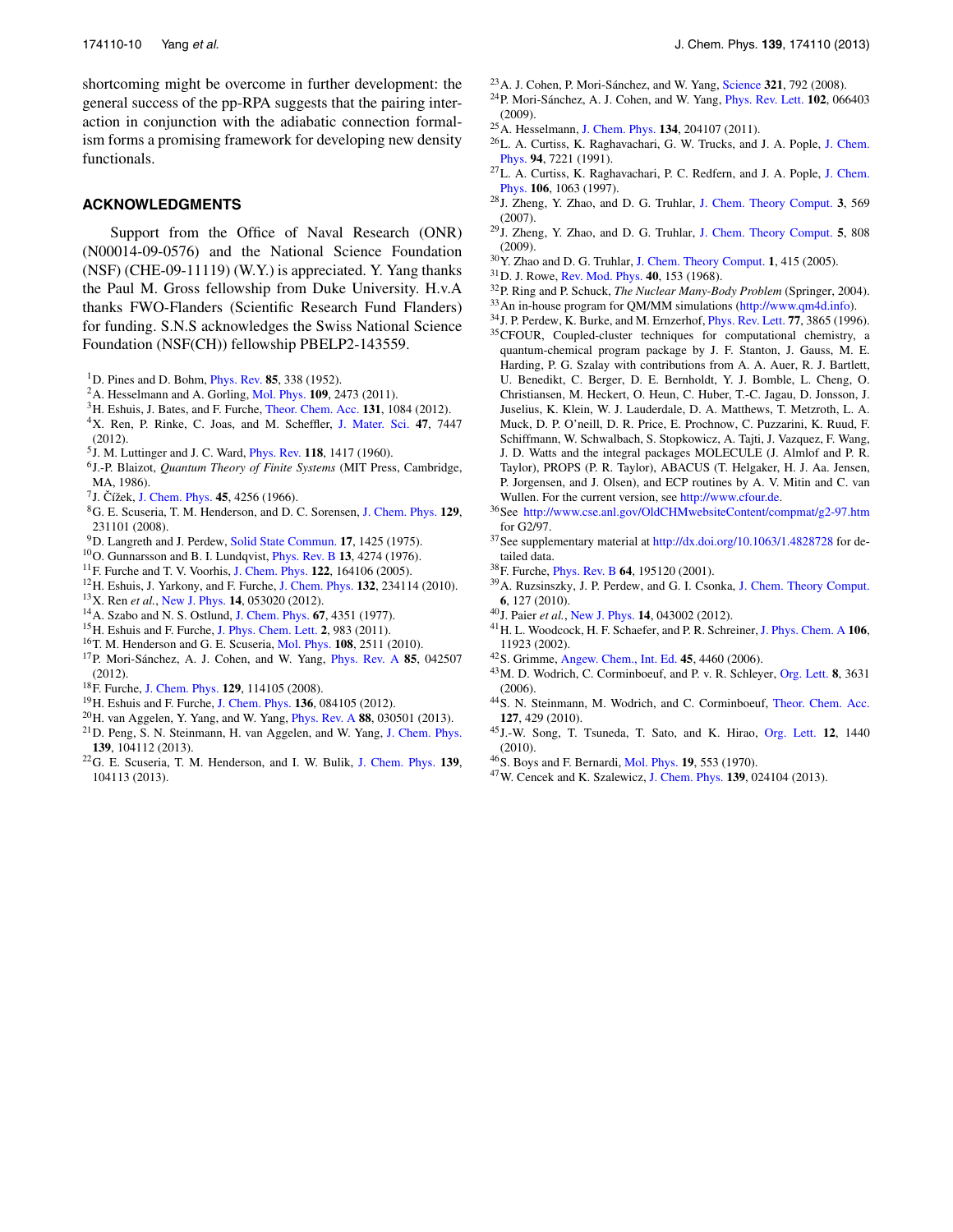shortcoming might be overcome in further development: the general success of the pp-RPA suggests that the pairing interaction in conjunction with the adiabatic connection formalism forms a promising framework for developing new density functionals.

## ACKNOWLEDGMENTS

Support from the Office of Naval Research (ONR) (N00014-09-0576) and the National Science Foundation (NSF) (CHE-09-11119) (W.Y.) is appreciated. Y. Yang thanks the Paul M. Gross fellowship from Duke University. H.v.A thanks FWO-Flanders (Scientific Research Fund Flanders) for funding. S.N.S acknowledges the Swiss National Science Foundation (NSF(CH)) fellowship PBELP2-143559.

[1] D. Pines and D. Bohm, Phys. Rev. **85**, 338 (1952).
[2] A. Hesselmann and A. Gorling, Mol. Phys. **109**, 2473 (2011).
[3] H. Eshuis, J. Bates, and F. Furche, Theor. Chem. Acc. **131**, 1084 (2012).
[4] X. Ren, P. Rinke, C. Joas, and M. Scheffler, J. Mater. Sci. **47**, 7447 (2012).
[5] J. M. Luttinger and J. C. Ward, Phys. Rev. **118**, 1417 (1960).
[6] J.-P. Blaizot, *Quantum Theory of Finite Systems* (MIT Press, Cambridge, MA, 1986).
[7] J. Čížek, J. Chem. Phys. **45**, 4256 (1966).
[8] G. E. Scuseria, T. M. Henderson, and D. C. Sorensen, J. Chem. Phys. **129**, 231101 (2008).
[9] D. Langreth and J. Perdew, Solid State Commun. **17**, 1425 (1975).
[10] O. Gunnarsson and B. I. Lundqvist, Phys. Rev. B **13**, 4274 (1976).
[11] F. Furche and T. V. Voorhis, J. Chem. Phys. **122**, 164106 (2005).
[12] H. Eshuis, J. Yarkony, and F. Furche, J. Chem. Phys. **132**, 234114 (2010).
[13] X. Ren *et al.*, New J. Phys. **14**, 053020 (2012).
[14] A. Szabo and N. S. Ostlund, J. Chem. Phys. **67**, 4351 (1977).
[15] H. Eshuis and F. Furche, J. Phys. Chem. Lett. **2**, 983 (2011).
[16] T. M. Henderson and G. E. Scuseria, Mol. Phys. **108**, 2511 (2010).
[17] P. Mori-Sánchez, A. J. Cohen, and W. Yang, Phys. Rev. A **85**, 042507 (2012).
[18] F. Furche, J. Chem. Phys. **129**, 114105 (2008).
[19] H. Eshuis and F. Furche, J. Chem. Phys. **136**, 084105 (2012).
[20] H. van Aggelen, Y. Yang, and W. Yang, Phys. Rev. A **88**, 030501 (2013).
[21] D. Peng, S. N. Steinmann, H. van Aggelen, and W. Yang, J. Chem. Phys. **139**, 104112 (2013).
[22] G. E. Scuseria, T. M. Henderson, and I. W. Bulik, J. Chem. Phys. **139**, 104113 (2013).
[23] A. J. Cohen, P. Mori-Sánchez, and W. Yang, Science **321**, 792 (2008).
[24] P. Mori-Sánchez, A. J. Cohen, and W. Yang, Phys. Rev. Lett. **102**, 066403 (2009).
[25] A. Hesselmann, J. Chem. Phys. **134**, 204107 (2011).
[26] L. A. Curtiss, K. Raghavachari, G. W. Trucks, and J. A. Pople, J. Chem. Phys. **94**, 7221 (1991).
[27] L. A. Curtiss, K. Raghavachari, P. C. Redfern, and J. A. Pople, J. Chem. Phys. **106**, 1063 (1997).
[28] J. Zheng, Y. Zhao, and D. G. Truhlar, J. Chem. Theory Comput. **3**, 569 (2007).
[29] J. Zheng, Y. Zhao, and D. G. Truhlar, J. Chem. Theory Comput. **5**, 808 (2009).
[30] Y. Zhao and D. G. Truhlar, J. Chem. Theory Comput. **1**, 415 (2005).
[31] D. J. Rowe, Rev. Mod. Phys. **40**, 153 (1968).
[32] P. Ring and P. Schuck, *The Nuclear Many-Body Problem* (Springer, 2004).
[33] An in-house program for QM/MM simulations (http://www.qm4d.info).
[34] J. P. Perdew, K. Burke, and M. Ernzerhof, Phys. Rev. Lett. **77**, 3865 (1996).
[35] CFOUR, Coupled-cluster techniques for computational chemistry, a quantum-chemical program package by J. F. Stanton, J. Gauss, M. E. Harding, P. G. Szalay with contributions from A. A. Auer, R. J. Bartlett, U. Benedikt, C. Berger, D. E. Bernholdt, Y. J. Bomble, L. Cheng, O. Christiansen, M. Heckert, O. Heun, C. Huber, T.-C. Jagau, D. Jonsson, J. Juselius, K. Klein, W. J. Lauderdale, D. A. Matthews, T. Metzroth, L. A. Muck, D. P. O'neill, D. R. Price, E. Prochnow, C. Puzzarini, K. Ruud, F. Schiffmann, W. Schwalbach, S. Stopkowicz, A. Tajti, J. Vazquez, F. Wang, J. D. Watts and the integral packages MOLECULE (J. Almlof and P. R. Taylor), PROPS (P. R. Taylor), ABACUS (T. Helgaker, H. J. Aa. Jensen, P. Jorgensen, and J. Olsen), and ECP routines by A. V. Mitin and C. van Wullen. For the current version, see http://www.cfour.de.
[36] See http://www.cse.anl.gov/OldCHMwebsiteContent/compmat/g2-97.htm for G2/97.
[37] See supplementary material at http://dx.doi.org/10.1063/1.4828728 for detailed data.
[38] F. Furche, Phys. Rev. B **64**, 195120 (2001).
[39] A. Ruzsinszky, J. P. Perdew, and G. I. Csonka, J. Chem. Theory Comput. **6**, 127 (2010).
[40] J. Paier *et al.*, New J. Phys. **14**, 043002 (2012).
[41] H. L. Woodcock, H. F. Schaefer, and P. R. Schreiner, J. Phys. Chem. A **106**, 11923 (2002).
[42] S. Grimme, Angew. Chem., Int. Ed. **45**, 4460 (2006).
[43] M. D. Wodrich, C. Corminboeuf, and P. v. R. Schleyer, Org. Lett. **8**, 3631 (2006).
[44] S. N. Steinmann, M. Wodrich, and C. Corminboeuf, Theor. Chem. Acc. **127**, 429 (2010).
[45] J.-W. Song, T. Tsuneda, T. Sato, and K. Hirao, Org. Lett. **12**, 1440 (2010).
[46] S. Boys and F. Bernardi, Mol. Phys. **19**, 553 (1970).
[47] W. Cencek and K. Szalewicz, J. Chem. Phys. **139**, 024104 (2013).